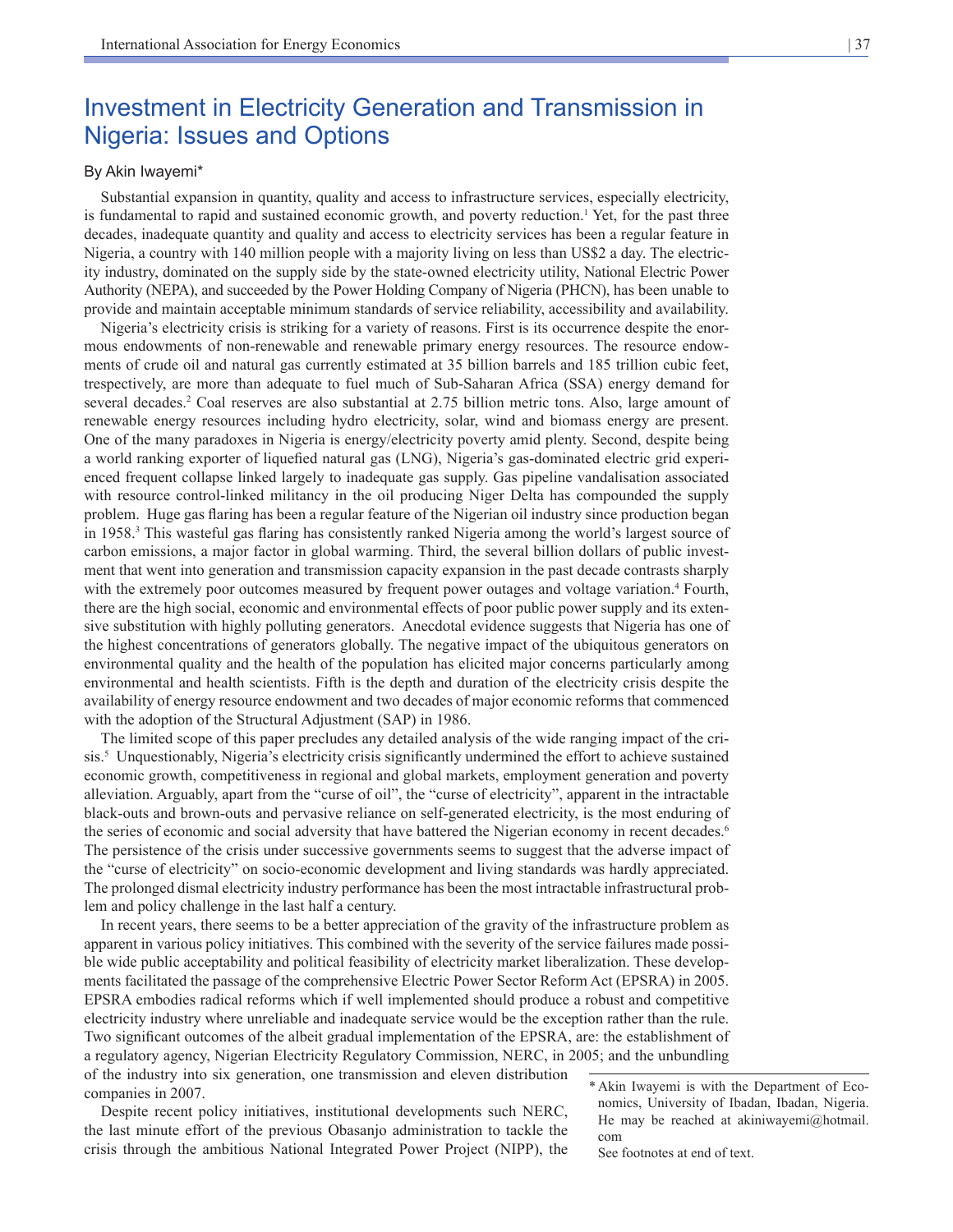# Investment in Electricity Generation and Transmission in Nigeria: Issues and Options

By Akin Iwayemi*

Substantial expansion in quantity, quality and access to infrastructure services, especially electricity, is fundamental to rapid and sustained economic growth, and poverty reduction.[1] Yet, for the past three decades, inadequate quantity and quality and access to electricity services has been a regular feature in Nigeria, a country with 140 million people with a majority living on less than US$2 a day. The electricity industry, dominated on the supply side by the state-owned electricity utility, National Electric Power Authority (NEPA), and succeeded by the Power Holding Company of Nigeria (PHCN), has been unable to provide and maintain acceptable minimum standards of service reliability, accessibility and availability.

Nigeria's electricity crisis is striking for a variety of reasons. First is its occurrence despite the enormous endowments of non-renewable and renewable primary energy resources. The resource endowments of crude oil and natural gas currently estimated at 35 billion barrels and 185 trillion cubic feet, trespectively, are more than adequate to fuel much of Sub-Saharan Africa (SSA) energy demand for several decades.[2] Coal reserves are also substantial at 2.75 billion metric tons. Also, large amount of renewable energy resources including hydro electricity, solar, wind and biomass energy are present. One of the many paradoxes in Nigeria is energy/electricity poverty amid plenty. Second, despite being a world ranking exporter of liquefied natural gas (LNG), Nigeria's gas-dominated electric grid experienced frequent collapse linked largely to inadequate gas supply. Gas pipeline vandalisation associated with resource control-linked militancy in the oil producing Niger Delta has compounded the supply problem. Huge gas flaring has been a regular feature of the Nigerian oil industry since production began in 1958.[3] This wasteful gas flaring has consistently ranked Nigeria among the world's largest source of carbon emissions, a major factor in global warming. Third, the several billion dollars of public investment that went into generation and transmission capacity expansion in the past decade contrasts sharply with the extremely poor outcomes measured by frequent power outages and voltage variation.[4] Fourth, there are the high social, economic and environmental effects of poor public power supply and its extensive substitution with highly polluting generators. Anecdotal evidence suggests that Nigeria has one of the highest concentrations of generators globally. The negative impact of the ubiquitous generators on environmental quality and the health of the population has elicited major concerns particularly among environmental and health scientists. Fifth is the depth and duration of the electricity crisis despite the availability of energy resource endowment and two decades of major economic reforms that commenced with the adoption of the Structural Adjustment (SAP) in 1986.

The limited scope of this paper precludes any detailed analysis of the wide ranging impact of the crisis.[5] Unquestionably, Nigeria's electricity crisis significantly undermined the effort to achieve sustained economic growth, competitiveness in regional and global markets, employment generation and poverty alleviation. Arguably, apart from the "curse of oil", the "curse of electricity", apparent in the intractable black-outs and brown-outs and pervasive reliance on self-generated electricity, is the most enduring of the series of economic and social adversity that have battered the Nigerian economy in recent decades.[6] The persistence of the crisis under successive governments seems to suggest that the adverse impact of the "curse of electricity" on socio-economic development and living standards was hardly appreciated. The prolonged dismal electricity industry performance has been the most intractable infrastructural problem and policy challenge in the last half a century.

In recent years, there seems to be a better appreciation of the gravity of the infrastructure problem as apparent in various policy initiatives. This combined with the severity of the service failures made possible wide public acceptability and political feasibility of electricity market liberalization. These developments facilitated the passage of the comprehensive Electric Power Sector Reform Act (EPSRA) in 2005. EPSRA embodies radical reforms which if well implemented should produce a robust and competitive electricity industry where unreliable and inadequate service would be the exception rather than the rule. Two significant outcomes of the albeit gradual implementation of the EPSRA, are: the establishment of a regulatory agency, Nigerian Electricity Regulatory Commission, NERC, in 2005; and the unbundling of the industry into six generation, one transmission and eleven distribution companies in 2007.

Despite recent policy initiatives, institutional developments such NERC, the last minute effort of the previous Obasanjo administration to tackle the crisis through the ambitious National Integrated Power Project (NIPP), the

\* Akin Iwayemi is with the Department of Economics, University of Ibadan, Ibadan, Nigeria. He may be reached at akiniwayemi@hotmail.com

See footnotes at end of text.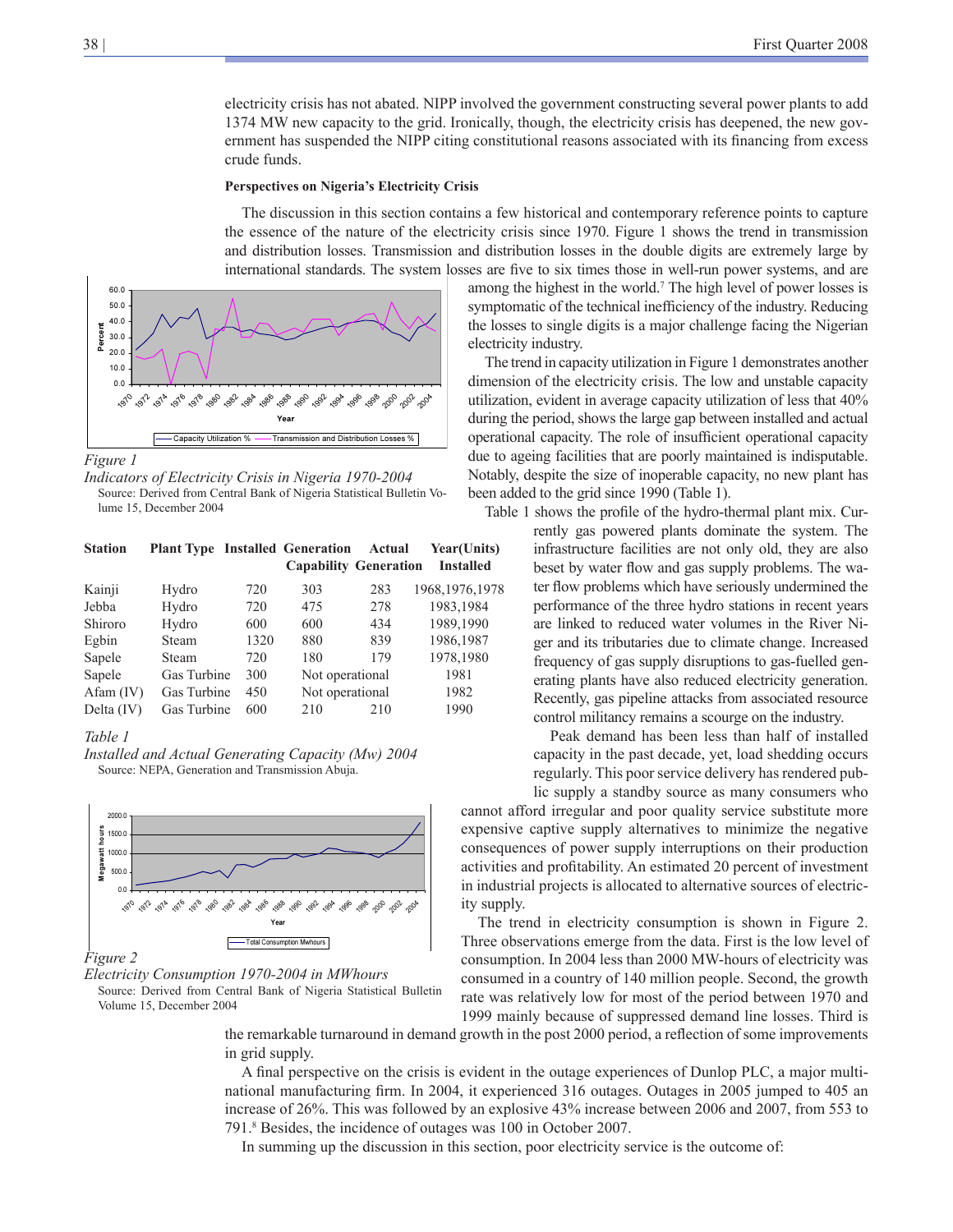electricity crisis has not abated. NIPP involved the government constructing several power plants to add 1374 MW new capacity to the grid. Ironically, though, the electricity crisis has deepened, the new government has suspended the NIPP citing constitutional reasons associated with its financing from excess crude funds.

#### Perspectives on Nigeria's Electricity Crisis

The discussion in this section contains a few historical and contemporary reference points to capture the essence of the nature of the electricity crisis since 1970. Figure 1 shows the trend in transmission and distribution losses. Transmission and distribution losses in the double digits are extremely large by international standards. The system losses are five to six times those in well-run power systems, and are among the highest in the world.[7] The high level of power losses is symptomatic of the technical inefficiency of the industry. Reducing the losses to single digits is a major challenge facing the Nigerian electricity industry.

The trend in capacity utilization in Figure 1 demonstrates another dimension of the electricity crisis. The low and unstable capacity utilization, evident in average capacity utilization of less that 40% during the period, shows the large gap between installed and actual operational capacity. The role of insufficient operational capacity due to ageing facilities that are poorly maintained is indisputable. Notably, despite the size of inoperable capacity, no new plant has been added to the grid since 1990 (Table 1).

*Figure 1*

*Indicators of Electricity Crisis in Nigeria 1970-2004*

Source: Derived from Central Bank of Nigeria Statistical Bulletin Volume 15, December 2004

Table 1 shows the profile of the hydro-thermal plant mix. Currently gas powered plants dominate the system. The infrastructure facilities are not only old, they are also beset by water flow and gas supply problems. The water flow problems which have seriously undermined the performance of the three hydro stations in recent years are linked to reduced water volumes in the River Niger and its tributaries due to climate change. Increased frequency of gas supply disruptions to gas-fuelled generating plants have also reduced electricity generation. Recently, gas pipeline attacks from associated resource control militancy remains a scourge on the industry.

| Station | Plant Type | Installed | Generation Capability | Actual Generation | Year(Units) Installed |
|---|---|---|---|---|---|
| Kainji | Hydro | 720 | 303 | 283 | 1968,1976,1978 |
| Jebba | Hydro | 720 | 475 | 278 | 1983,1984 |
| Shiroro | Hydro | 600 | 600 | 434 | 1989,1990 |
| Egbin | Steam | 1320 | 880 | 839 | 1986,1987 |
| Sapele | Steam | 720 | 180 | 179 | 1978,1980 |
| Sapele | Gas Turbine | 300 | Not operational | | 1981 |
| Afam (IV) | Gas Turbine | 450 | Not operational | | 1982 |
| Delta (IV) | Gas Turbine | 600 | 210 | 210 | 1990 |

*Table 1*

*Installed and Actual Generating Capacity (Mw) 2004*

Source: NEPA, Generation and Transmission Abuja.

Peak demand has been less than half of installed capacity in the past decade, yet, load shedding occurs regularly. This poor service delivery has rendered public supply a standby source as many consumers who cannot afford irregular and poor quality service substitute more expensive captive supply alternatives to minimize the negative consequences of power supply interruptions on their production activities and profitability. An estimated 20 percent of investment in industrial projects is allocated to alternative sources of electricity supply.

*Figure 2*

*Electricity Consumption 1970-2004 in MWhours*

Source: Derived from Central Bank of Nigeria Statistical Bulletin Volume 15, December 2004

The trend in electricity consumption is shown in Figure 2. Three observations emerge from the data. First is the low level of consumption. In 2004 less than 2000 MW-hours of electricity was consumed in a country of 140 million people. Second, the growth rate was relatively low for most of the period between 1970 and 1999 mainly because of suppressed demand line losses. Third is the remarkable turnaround in demand growth in the post 2000 period, a reflection of some improvements in grid supply.

A final perspective on the crisis is evident in the outage experiences of Dunlop PLC, a major multinational manufacturing firm. In 2004, it experienced 316 outages. Outages in 2005 jumped to 405 an increase of 26%. This was followed by an explosive 43% increase between 2006 and 2007, from 553 to 791.[8] Besides, the incidence of outages was 100 in October 2007.

In summing up the discussion in this section, poor electricity service is the outcome of: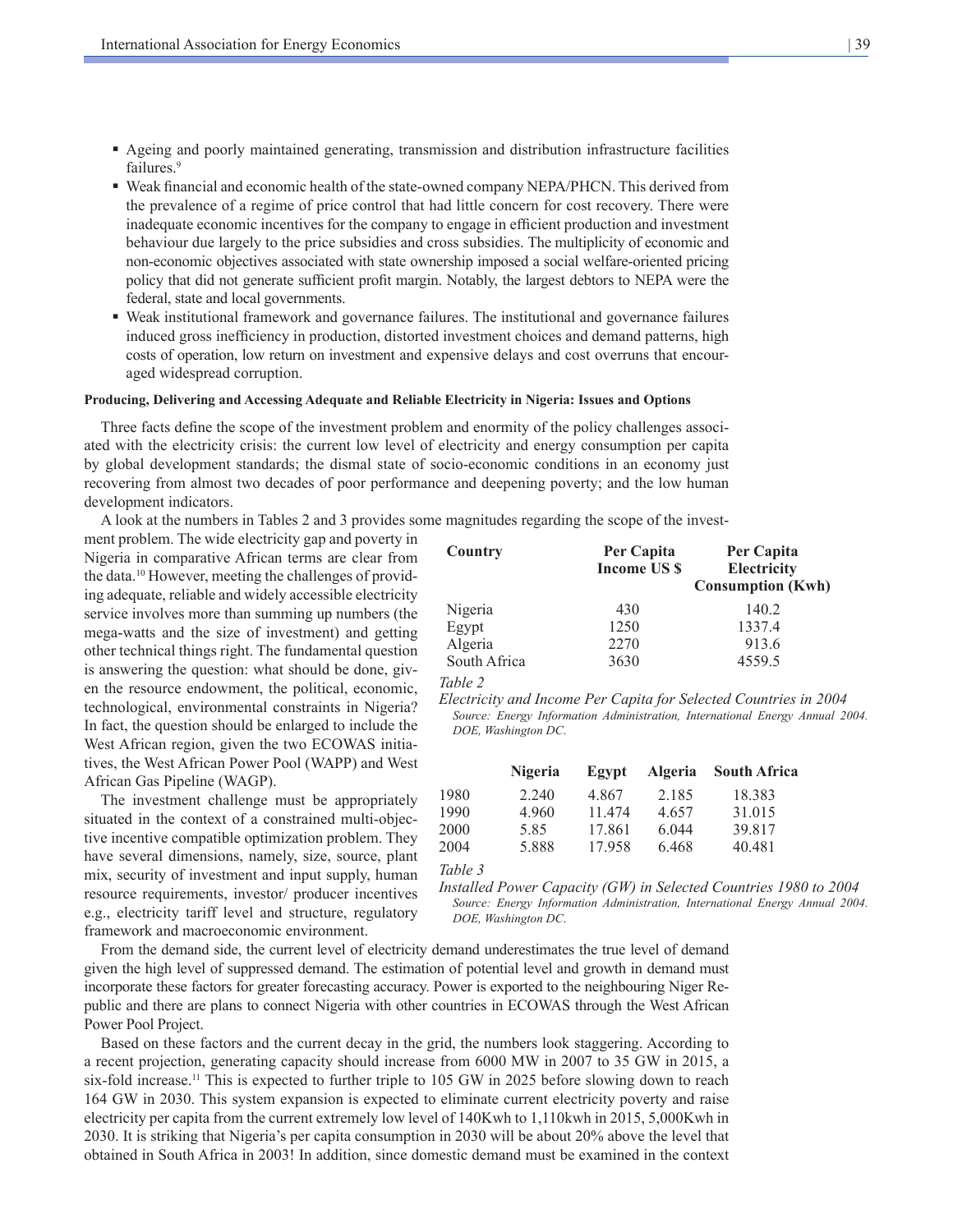- Ageing and poorly maintained generating, transmission and distribution infrastructure facilities failures.[9]
- Weak financial and economic health of the state-owned company NEPA/PHCN. This derived from the prevalence of a regime of price control that had little concern for cost recovery. There were inadequate economic incentives for the company to engage in efficient production and investment behaviour due largely to the price subsidies and cross subsidies. The multiplicity of economic and non-economic objectives associated with state ownership imposed a social welfare-oriented pricing policy that did not generate sufficient profit margin. Notably, the largest debtors to NEPA were the federal, state and local governments.
- Weak institutional framework and governance failures. The institutional and governance failures induced gross inefficiency in production, distorted investment choices and demand patterns, high costs of operation, low return on investment and expensive delays and cost overruns that encouraged widespread corruption.

#### Producing, Delivering and Accessing Adequate and Reliable Electricity in Nigeria: Issues and Options

Three facts define the scope of the investment problem and enormity of the policy challenges associated with the electricity crisis: the current low level of electricity and energy consumption per capita by global development standards; the dismal state of socio-economic conditions in an economy just recovering from almost two decades of poor performance and deepening poverty; and the low human development indicators.

A look at the numbers in Tables 2 and 3 provides some magnitudes regarding the scope of the investment problem. The wide electricity gap and poverty in Nigeria in comparative African terms are clear from the data.[10] However, meeting the challenges of providing adequate, reliable and widely accessible electricity service involves more than summing up numbers (the mega-watts and the size of investment) and getting other technical things right. The fundamental question is answering the question: what should be done, given the resource endowment, the political, economic, technological, environmental constraints in Nigeria? In fact, the question should be enlarged to include the West African region, given the two ECOWAS initiatives, the West African Power Pool (WAPP) and West African Gas Pipeline (WAGP).

| Country | Per Capita Income US $ | Per Capita Electricity Consumption (Kwh) |
|---|---|---|
| Nigeria | 430 | 140.2 |
| Egypt | 1250 | 1337.4 |
| Algeria | 2270 | 913.6 |
| South Africa | 3630 | 4559.5 |

*Table 2*

*Electricity and Income Per Capita for Selected Countries in 2004*
*Source: Energy Information Administration, International Energy Annual 2004. DOE, Washington DC.*

| | Nigeria | Egypt | Algeria | South Africa |
|---|---|---|---|---|
| 1980 | 2.240 | 4.867 | 2.185 | 18.383 |
| 1990 | 4.960 | 11.474 | 4.657 | 31.015 |
| 2000 | 5.85 | 17.861 | 6.044 | 39.817 |
| 2004 | 5.888 | 17.958 | 6.468 | 40.481 |

*Table 3*

*Installed Power Capacity (GW) in Selected Countries 1980 to 2004*
*Source: Energy Information Administration, International Energy Annual 2004. DOE, Washington DC.*

The investment challenge must be appropriately situated in the context of a constrained multi-objective incentive compatible optimization problem. They have several dimensions, namely, size, source, plant mix, security of investment and input supply, human resource requirements, investor/ producer incentives e.g., electricity tariff level and structure, regulatory framework and macroeconomic environment.

From the demand side, the current level of electricity demand underestimates the true level of demand given the high level of suppressed demand. The estimation of potential level and growth in demand must incorporate these factors for greater forecasting accuracy. Power is exported to the neighbouring Niger Republic and there are plans to connect Nigeria with other countries in ECOWAS through the West African Power Pool Project.

Based on these factors and the current decay in the grid, the numbers look staggering. According to a recent projection, generating capacity should increase from 6000 MW in 2007 to 35 GW in 2015, a six-fold increase.[11] This is expected to further triple to 105 GW in 2025 before slowing down to reach 164 GW in 2030. This system expansion is expected to eliminate current electricity poverty and raise electricity per capita from the current extremely low level of 140Kwh to 1,110kwh in 2015, 5,000Kwh in 2030. It is striking that Nigeria's per capita consumption in 2030 will be about 20% above the level that obtained in South Africa in 2003! In addition, since domestic demand must be examined in the context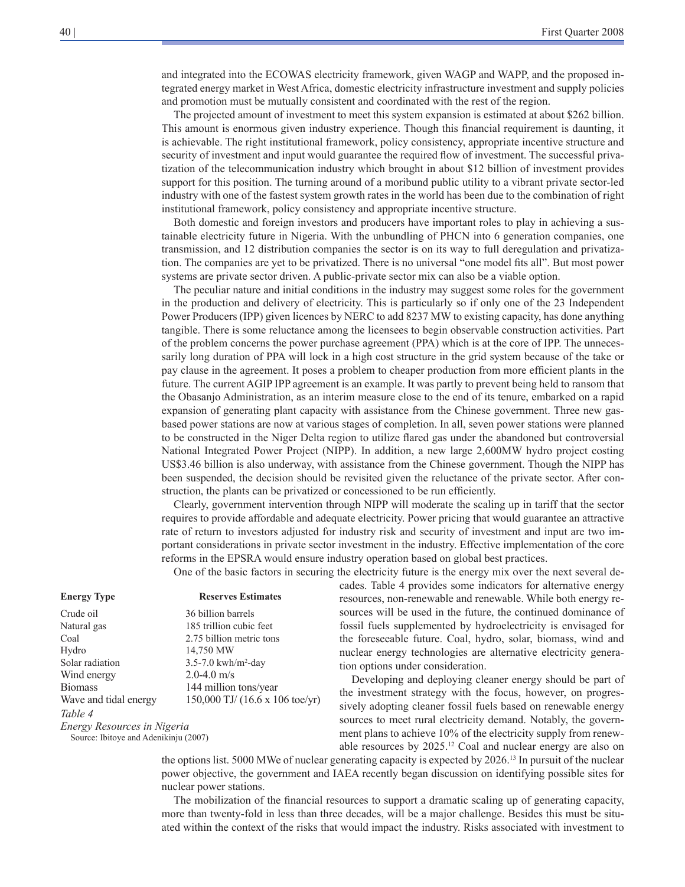and integrated into the ECOWAS electricity framework, given WAGP and WAPP, and the proposed integrated energy market in West Africa, domestic electricity infrastructure investment and supply policies and promotion must be mutually consistent and coordinated with the rest of the region.

The projected amount of investment to meet this system expansion is estimated at about $262 billion. This amount is enormous given industry experience. Though this financial requirement is daunting, it is achievable. The right institutional framework, policy consistency, appropriate incentive structure and security of investment and input would guarantee the required flow of investment. The successful privatization of the telecommunication industry which brought in about $12 billion of investment provides support for this position. The turning around of a moribund public utility to a vibrant private sector-led industry with one of the fastest system growth rates in the world has been due to the combination of right institutional framework, policy consistency and appropriate incentive structure.

Both domestic and foreign investors and producers have important roles to play in achieving a sustainable electricity future in Nigeria. With the unbundling of PHCN into 6 generation companies, one transmission, and 12 distribution companies the sector is on its way to full deregulation and privatization. The companies are yet to be privatized. There is no universal "one model fits all". But most power systems are private sector driven. A public-private sector mix can also be a viable option.

The peculiar nature and initial conditions in the industry may suggest some roles for the government in the production and delivery of electricity. This is particularly so if only one of the 23 Independent Power Producers (IPP) given licences by NERC to add 8237 MW to existing capacity, has done anything tangible. There is some reluctance among the licensees to begin observable construction activities. Part of the problem concerns the power purchase agreement (PPA) which is at the core of IPP. The unnecessarily long duration of PPA will lock in a high cost structure in the grid system because of the take or pay clause in the agreement. It poses a problem to cheaper production from more efficient plants in the future. The current AGIP IPP agreement is an example. It was partly to prevent being held to ransom that the Obasanjo Administration, as an interim measure close to the end of its tenure, embarked on a rapid expansion of generating plant capacity with assistance from the Chinese government. Three new gas-based power stations are now at various stages of completion. In all, seven power stations were planned to be constructed in the Niger Delta region to utilize flared gas under the abandoned but controversial National Integrated Power Project (NIPP). In addition, a new large 2,600MW hydro project costing US$3.46 billion is also underway, with assistance from the Chinese government. Though the NIPP has been suspended, the decision should be revisited given the reluctance of the private sector. After construction, the plants can be privatized or concessioned to be run efficiently.

Clearly, government intervention through NIPP will moderate the scaling up in tariff that the sector requires to provide affordable and adequate electricity. Power pricing that would guarantee an attractive rate of return to investors adjusted for industry risk and security of investment and input are two important considerations in private sector investment in the industry. Effective implementation of the core reforms in the EPSRA would ensure industry operation based on global best practices.

One of the basic factors in securing the electricity future is the energy mix over the next several decades. Table 4 provides some indicators for alternative energy resources, non-renewable and renewable. While both energy resources will be used in the future, the continued dominance of fossil fuels supplemented by hydroelectricity is envisaged for the foreseeable future. Coal, hydro, solar, biomass, wind and nuclear energy technologies are alternative electricity generation options under consideration.

| Energy Type | Reserves Estimates |
|---|---|
| Crude oil | 36 billion barrels |
| Natural gas | 185 trillion cubic feet |
| Coal | 2.75 billion metric tons |
| Hydro | 14,750 MW |
| Solar radiation | 3.5-7.0 kwh/m$^2$-day |
| Wind energy | 2.0-4.0 m/s |
| Biomass | 144 million tons/year |
| Wave and tidal energy | 150,000 TJ/ (16.6 x 106 toe/yr) |

*Table 4*
*Energy Resources in Nigeria*
Source: Ibitoye and Adenikinju (2007)

Developing and deploying cleaner energy should be part of the investment strategy with the focus, however, on progressively adopting cleaner fossil fuels based on renewable energy sources to meet rural electricity demand. Notably, the government plans to achieve 10% of the electricity supply from renewable resources by 2025.[12] Coal and nuclear energy are also on the options list. 5000 MWe of nuclear generating capacity is expected by 2026.[13] In pursuit of the nuclear power objective, the government and IAEA recently began discussion on identifying possible sites for nuclear power stations.

The mobilization of the financial resources to support a dramatic scaling up of generating capacity, more than twenty-fold in less than three decades, will be a major challenge. Besides this must be situated within the context of the risks that would impact the industry. Risks associated with investment to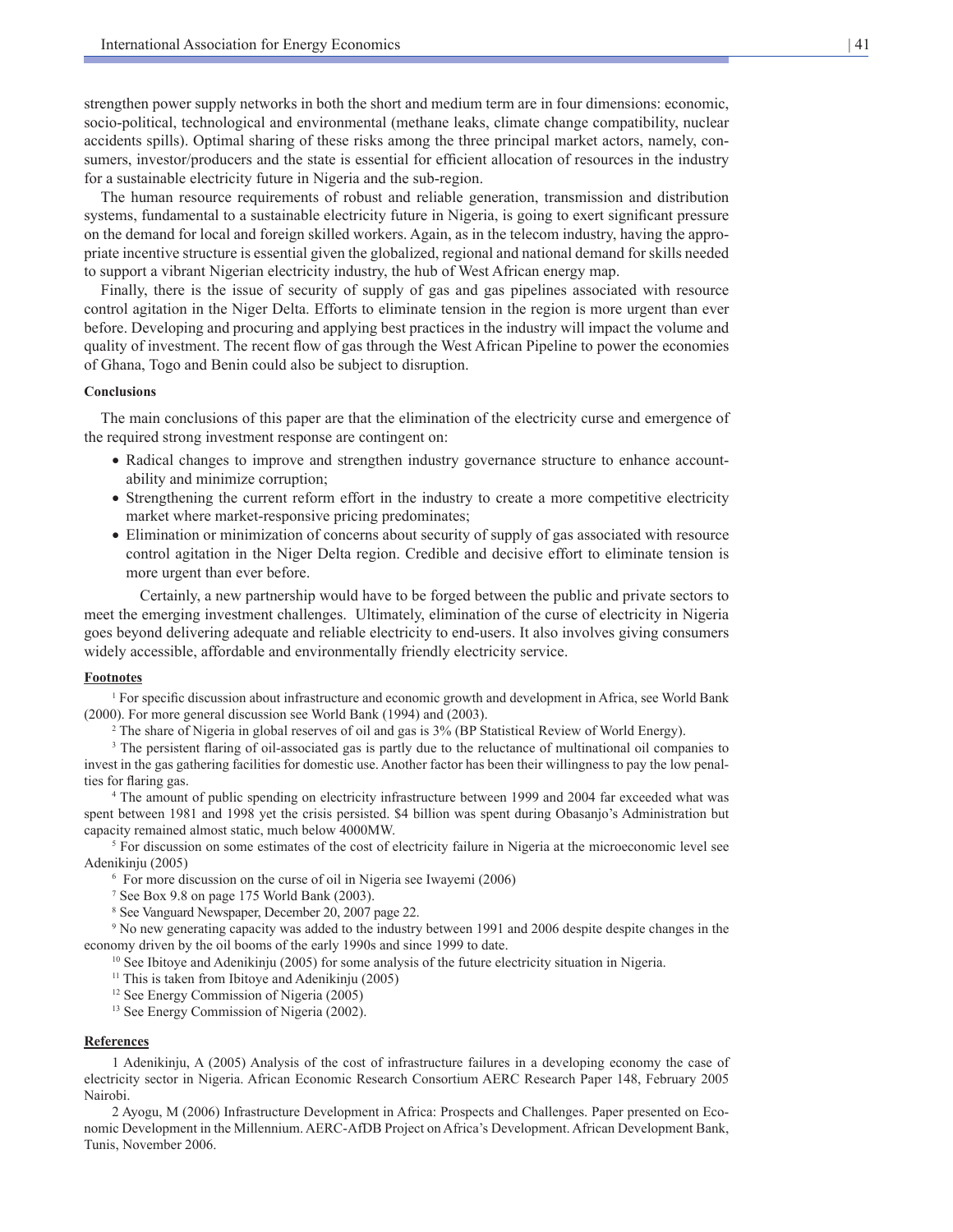strengthen power supply networks in both the short and medium term are in four dimensions: economic, socio-political, technological and environmental (methane leaks, climate change compatibility, nuclear accidents spills). Optimal sharing of these risks among the three principal market actors, namely, consumers, investor/producers and the state is essential for efficient allocation of resources in the industry for a sustainable electricity future in Nigeria and the sub-region.

The human resource requirements of robust and reliable generation, transmission and distribution systems, fundamental to a sustainable electricity future in Nigeria, is going to exert significant pressure on the demand for local and foreign skilled workers. Again, as in the telecom industry, having the appropriate incentive structure is essential given the globalized, regional and national demand for skills needed to support a vibrant Nigerian electricity industry, the hub of West African energy map.

Finally, there is the issue of security of supply of gas and gas pipelines associated with resource control agitation in the Niger Delta. Efforts to eliminate tension in the region is more urgent than ever before. Developing and procuring and applying best practices in the industry will impact the volume and quality of investment. The recent flow of gas through the West African Pipeline to power the economies of Ghana, Togo and Benin could also be subject to disruption.

**Conclusions**

The main conclusions of this paper are that the elimination of the electricity curse and emergence of the required strong investment response are contingent on:

- Radical changes to improve and strengthen industry governance structure to enhance accountability and minimize corruption;
- Strengthening the current reform effort in the industry to create a more competitive electricity market where market-responsive pricing predominates;
- Elimination or minimization of concerns about security of supply of gas associated with resource control agitation in the Niger Delta region. Credible and decisive effort to eliminate tension is more urgent than ever before.

Certainly, a new partnership would have to be forged between the public and private sectors to meet the emerging investment challenges. Ultimately, elimination of the curse of electricity in Nigeria goes beyond delivering adequate and reliable electricity to end-users. It also involves giving consumers widely accessible, affordable and environmentally friendly electricity service.

**Footnotes**

[1] For specific discussion about infrastructure and economic growth and development in Africa, see World Bank (2000). For more general discussion see World Bank (1994) and (2003).

[2] The share of Nigeria in global reserves of oil and gas is 3% (BP Statistical Review of World Energy).

[3] The persistent flaring of oil-associated gas is partly due to the reluctance of multinational oil companies to invest in the gas gathering facilities for domestic use. Another factor has been their willingness to pay the low penalties for flaring gas.

[4] The amount of public spending on electricity infrastructure between 1999 and 2004 far exceeded what was spent between 1981 and 1998 yet the crisis persisted. $4 billion was spent during Obasanjo's Administration but capacity remained almost static, much below 4000MW.

[5] For discussion on some estimates of the cost of electricity failure in Nigeria at the microeconomic level see Adenikinju (2005)

[6] For more discussion on the curse of oil in Nigeria see Iwayemi (2006)

[7] See Box 9.8 on page 175 World Bank (2003).

[8] See Vanguard Newspaper, December 20, 2007 page 22.

[9] No new generating capacity was added to the industry between 1991 and 2006 despite despite changes in the economy driven by the oil booms of the early 1990s and since 1999 to date.

[10] See Ibitoye and Adenikinju (2005) for some analysis of the future electricity situation in Nigeria.

[11] This is taken from Ibitoye and Adenikinju (2005)

[12] See Energy Commission of Nigeria (2005)

[13] See Energy Commission of Nigeria (2002).

**References**

1 Adenikinju, A (2005) Analysis of the cost of infrastructure failures in a developing economy the case of electricity sector in Nigeria. African Economic Research Consortium AERC Research Paper 148, February 2005 Nairobi.

2 Ayogu, M (2006) Infrastructure Development in Africa: Prospects and Challenges. Paper presented on Economic Development in the Millennium. AERC-AfDB Project on Africa's Development. African Development Bank, Tunis, November 2006.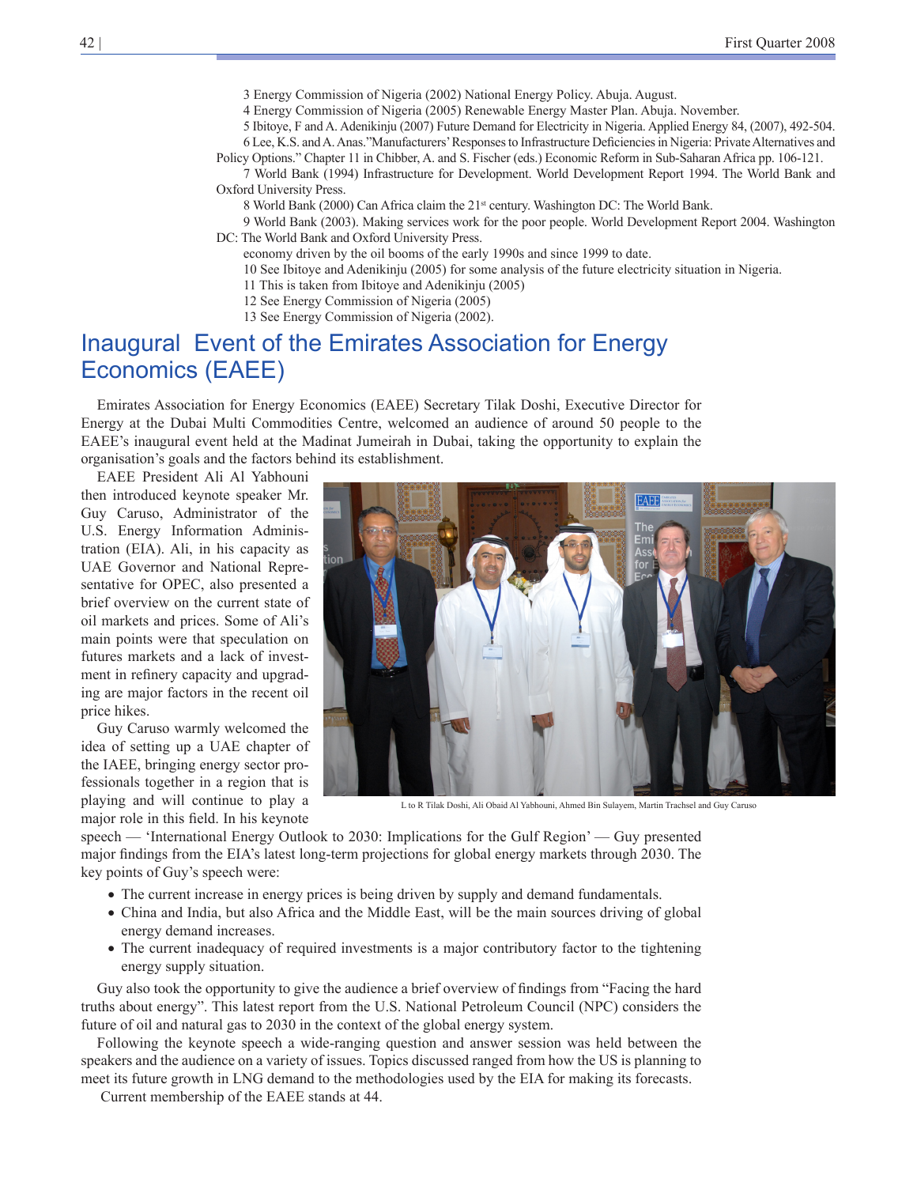3 Energy Commission of Nigeria (2002) National Energy Policy. Abuja. August.

4 Energy Commission of Nigeria (2005) Renewable Energy Master Plan. Abuja. November.

5 Ibitoye, F and A. Adenikinju (2007) Future Demand for Electricity in Nigeria. Applied Energy 84, (2007), 492-504.

6 Lee, K.S. and A. Anas."Manufacturers' Responses to Infrastructure Deficiencies in Nigeria: Private Alternatives and Policy Options." Chapter 11 in Chibber, A. and S. Fischer (eds.) Economic Reform in Sub-Saharan Africa pp. 106-121.

7 World Bank (1994) Infrastructure for Development. World Development Report 1994. The World Bank and Oxford University Press.

8 World Bank (2000) Can Africa claim the 21st century. Washington DC: The World Bank.

9 World Bank (2003). Making services work for the poor people. World Development Report 2004. Washington DC: The World Bank and Oxford University Press.

economy driven by the oil booms of the early 1990s and since 1999 to date.

10 See Ibitoye and Adenikinju (2005) for some analysis of the future electricity situation in Nigeria.

11 This is taken from Ibitoye and Adenikinju (2005)

12 See Energy Commission of Nigeria (2005)

13 See Energy Commission of Nigeria (2002).

# Inaugural Event of the Emirates Association for Energy Economics (EAEE)

Emirates Association for Energy Economics (EAEE) Secretary Tilak Doshi, Executive Director for Energy at the Dubai Multi Commodities Centre, welcomed an audience of around 50 people to the EAEE's inaugural event held at the Madinat Jumeirah in Dubai, taking the opportunity to explain the organisation's goals and the factors behind its establishment.

EAEE President Ali Al Yabhouni then introduced keynote speaker Mr. Guy Caruso, Administrator of the U.S. Energy Information Administration (EIA). Ali, in his capacity as UAE Governor and National Representative for OPEC, also presented a brief overview on the current state of oil markets and prices. Some of Ali's main points were that speculation on futures markets and a lack of investment in refinery capacity and upgrading are major factors in the recent oil price hikes.

Guy Caruso warmly welcomed the idea of setting up a UAE chapter of the IAEE, bringing energy sector professionals together in a region that is playing and will continue to play a major role in this field. In his keynote speech — 'International Energy Outlook to 2030: Implications for the Gulf Region' — Guy presented major findings from the EIA's latest long-term projections for global energy markets through 2030. The key points of Guy's speech were:

L to R Tilak Doshi, Ali Obaid Al Yabhouni, Ahmed Bin Sulayem, Martin Trachsel and Guy Caruso

- The current increase in energy prices is being driven by supply and demand fundamentals.
- China and India, but also Africa and the Middle East, will be the main sources driving of global energy demand increases.
- The current inadequacy of required investments is a major contributory factor to the tightening energy supply situation.

Guy also took the opportunity to give the audience a brief overview of findings from "Facing the hard truths about energy". This latest report from the U.S. National Petroleum Council (NPC) considers the future of oil and natural gas to 2030 in the context of the global energy system.

Following the keynote speech a wide-ranging question and answer session was held between the speakers and the audience on a variety of issues. Topics discussed ranged from how the US is planning to meet its future growth in LNG demand to the methodologies used by the EIA for making its forecasts.

Current membership of the EAEE stands at 44.